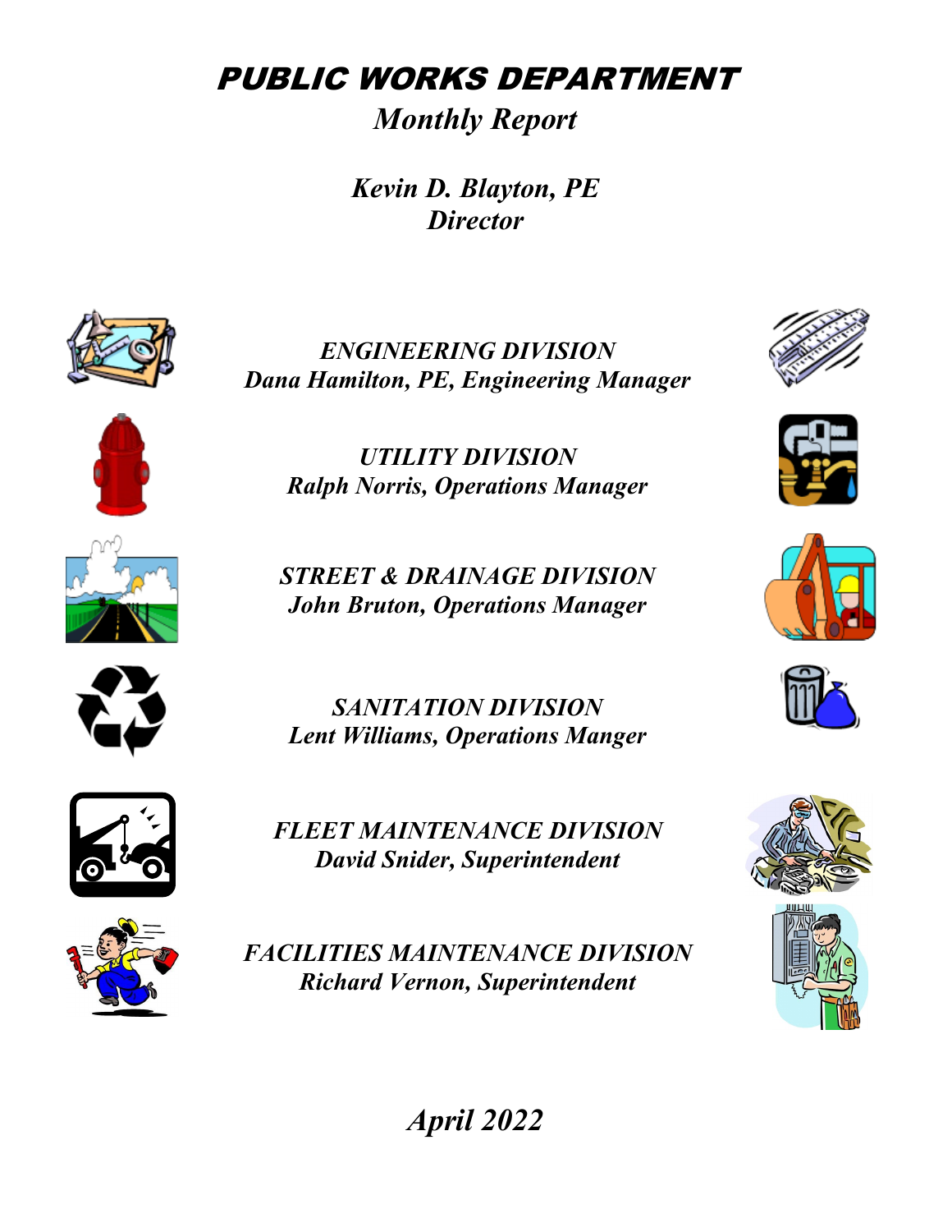# *PUBLIC WORKS DEPARTMENT*

## *Monthly Report*

***Kevin D. Blayton, PE***
***Director***

***ENGINEERING DIVISION***
***Dana Hamilton, PE, Engineering Manager***

***UTILITY DIVISION***
***Ralph Norris, Operations Manager***

***STREET & DRAINAGE DIVISION***
***John Bruton, Operations Manager***

***SANITATION DIVISION***
***Lent Williams, Operations Manger***

***FLEET MAINTENANCE DIVISION***
***David Snider, Superintendent***

***FACILITIES MAINTENANCE DIVISION***
***Richard Vernon, Superintendent***

***April 2022***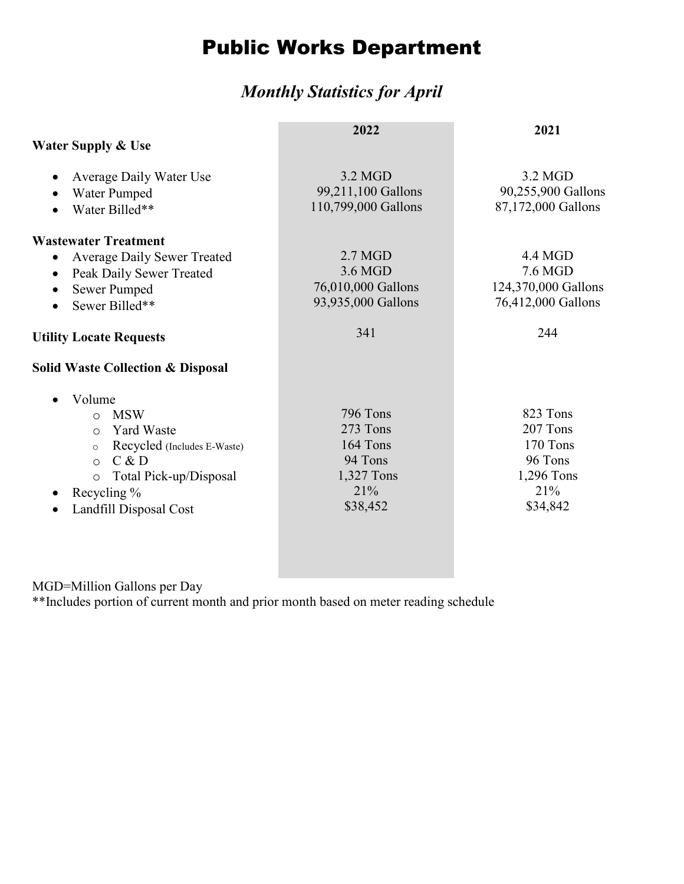# Public Works Department

## *Monthly Statistics for April*

| | 2022 | 2021 |
|---|---|---|
| **Water Supply & Use** | | |
| • Average Daily Water Use | 3.2 MGD | 3.2 MGD |
| • Water Pumped | 99,211,100 Gallons | 90,255,900 Gallons |
| • Water Billed** | 110,799,000 Gallons | 87,172,000 Gallons |
| **Wastewater Treatment** | | |
| • Average Daily Sewer Treated | 2.7 MGD | 4.4 MGD |
| • Peak Daily Sewer Treated | 3.6 MGD | 7.6 MGD |
| • Sewer Pumped | 76,010,000 Gallons | 124,370,000 Gallons |
| • Sewer Billed** | 93,935,000 Gallons | 76,412,000 Gallons |
| **Utility Locate Requests** | 341 | 244 |
| **Solid Waste Collection & Disposal** | | |
| • Volume | | |
| o MSW | 796 Tons | 823 Tons |
| o Yard Waste | 273 Tons | 207 Tons |
| o Recycled (Includes E-Waste) | 164 Tons | 170 Tons |
| o C & D | 94 Tons | 96 Tons |
| o Total Pick-up/Disposal | 1,327 Tons | 1,296 Tons |
| • Recycling % | 21% | 21% |
| • Landfill Disposal Cost | $38,452 | $34,842 |

MGD=Million Gallons per Day

**Includes portion of current month and prior month based on meter reading schedule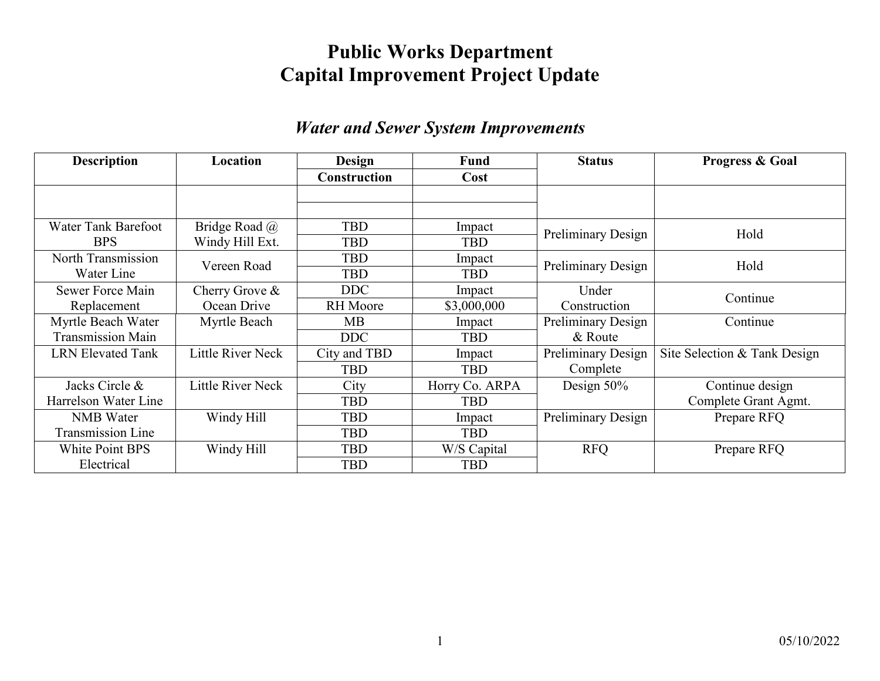# Public Works Department
# Capital Improvement Project Update

## *Water and Sewer System Improvements*

| Description | Location | Design | Fund | Status | Progress & Goal |
|---|---|---|---|---|---|
| | | Construction | Cost | | |
| | | | | | |
| | | | | | |
| Water Tank Barefoot BPS | Bridge Road @ Windy Hill Ext. | TBD | Impact | Preliminary Design | Hold |
| | | TBD | TBD | | |
| North Transmission Water Line | Vereen Road | TBD | Impact | Preliminary Design | Hold |
| | | TBD | TBD | | |
| Sewer Force Main Replacement | Cherry Grove & Ocean Drive | DDC | Impact | Under Construction | Continue |
| | | RH Moore | $3,000,000 | | |
| Myrtle Beach Water Transmission Main | Myrtle Beach | MB | Impact | Preliminary Design & Route | Continue |
| | | DDC | TBD | | |
| LRN Elevated Tank | Little River Neck | City and TBD | Impact | Preliminary Design Complete | Site Selection & Tank Design |
| | | TBD | TBD | | |
| Jacks Circle & Harrelson Water Line | Little River Neck | City | Horry Co. ARPA | Design 50% | Continue design Complete Grant Agmt. |
| | | TBD | TBD | | |
| NMB Water Transmission Line | Windy Hill | TBD | Impact | Preliminary Design | Prepare RFQ |
| | | TBD | TBD | | |
| White Point BPS Electrical | Windy Hill | TBD | W/S Capital | RFQ | Prepare RFQ |
| | | TBD | TBD | | |

05/10/2022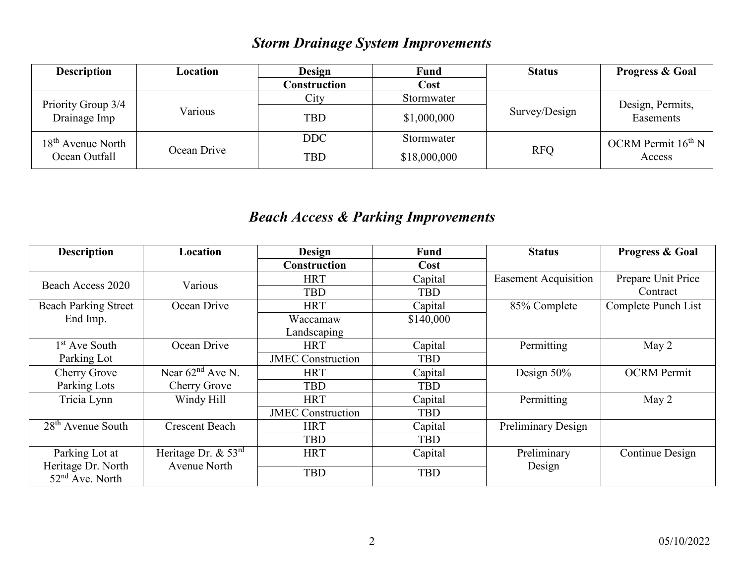## *Storm Drainage System Improvements*

| Description | Location | Design | Fund | Status | Progress & Goal |
|---|---|---|---|---|---|
| | | Construction | Cost | | |
| Priority Group 3/4 Drainage Imp | Various | City | Stormwater | Survey/Design | Design, Permits, Easements |
| | | TBD | $1,000,000 | | |
| 18th Avenue North Ocean Outfall | Ocean Drive | DDC | Stormwater | RFQ | OCRM Permit 16th N Access |
| | | TBD | $18,000,000 | | |

## *Beach Access & Parking Improvements*

| Description | Location | Design | Fund | Status | Progress & Goal |
|---|---|---|---|---|---|
| | | Construction | Cost | | |
| Beach Access 2020 | Various | HRT | Capital | Easement Acquisition | Prepare Unit Price Contract |
| | | TBD | TBD | | |
| Beach Parking Street End Imp. | Ocean Drive | HRT | Capital | 85% Complete | Complete Punch List |
| | | Waccamaw Landscaping | $140,000 | | |
| 1st Ave South Parking Lot | Ocean Drive | HRT | Capital | Permitting | May 2 |
| | | JMEC Construction | TBD | | |
| Cherry Grove Parking Lots | Near 62nd Ave N. Cherry Grove | HRT | Capital | Design 50% | OCRM Permit |
| | | TBD | TBD | | |
| Tricia Lynn | Windy Hill | HRT | Capital | Permitting | May 2 |
| | | JMEC Construction | TBD | | |
| 28th Avenue South | Crescent Beach | HRT | Capital | Preliminary Design | |
| | | TBD | TBD | | |
| Parking Lot at Heritage Dr. North 52nd Ave. North | Heritage Dr. & 53rd Avenue North | HRT | Capital | Preliminary Design | Continue Design |
| | | TBD | TBD | | |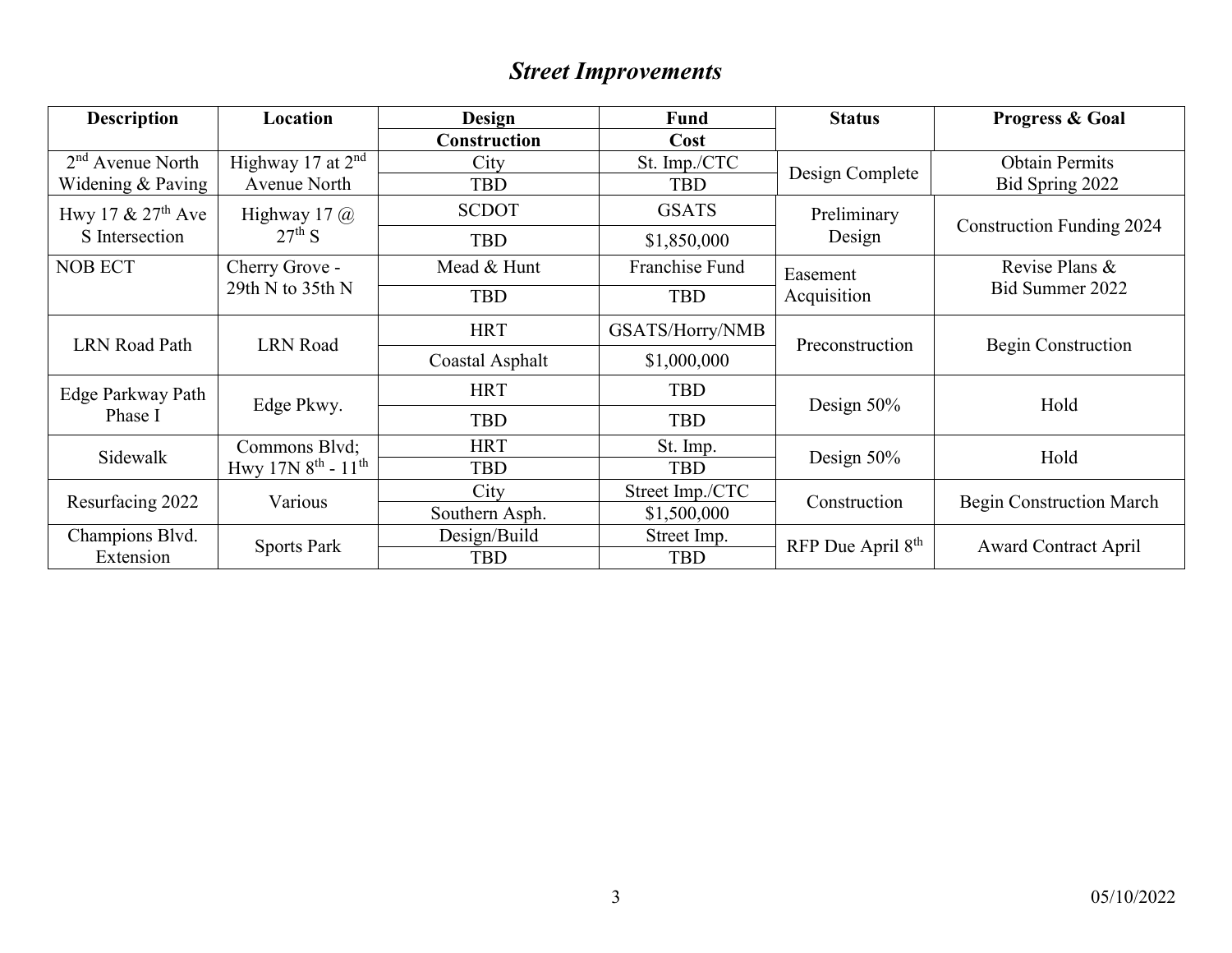## *Street Improvements*

| Description | Location | Design | Fund | Status | Progress & Goal |
|---|---|---|---|---|---|
| | | Construction | Cost | | |
| 2nd Avenue North Widening & Paving | Highway 17 at 2nd Avenue North | City | St. Imp./CTC | Design Complete | Obtain Permits Bid Spring 2022 |
| | | TBD | TBD | | |
| Hwy 17 & 27th Ave S Intersection | Highway 17 @ 27th S | SCDOT | GSATS | Preliminary Design | Construction Funding 2024 |
| | | TBD | $1,850,000 | | |
| NOB ECT | Cherry Grove - 29th N to 35th N | Mead & Hunt | Franchise Fund | Easement Acquisition | Revise Plans & Bid Summer 2022 |
| | | TBD | TBD | | |
| LRN Road Path | LRN Road | HRT | GSATS/Horry/NMB | Preconstruction | Begin Construction |
| | | Coastal Asphalt | $1,000,000 | | |
| Edge Parkway Path Phase I | Edge Pkwy. | HRT | TBD | Design 50% | Hold |
| | | TBD | TBD | | |
| Sidewalk | Commons Blvd; Hwy 17N 8th - 11th | HRT | St. Imp. | Design 50% | Hold |
| | | TBD | TBD | | |
| Resurfacing 2022 | Various | City | Street Imp./CTC | Construction | Begin Construction March |
| | | Southern Asph. | $1,500,000 | | |
| Champions Blvd. Extension | Sports Park | Design/Build | Street Imp. | RFP Due April 8th | Award Contract April |
| | | TBD | TBD | | |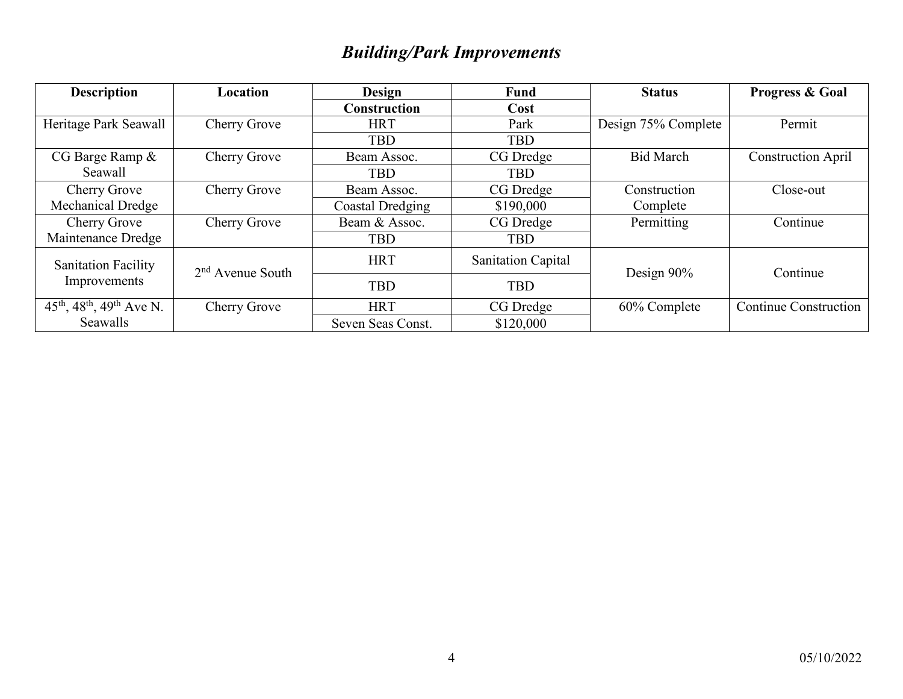## *Building/Park Improvements*

| Description | Location | Design | Fund | Status | Progress & Goal |
|---|---|---|---|---|---|
| | | Construction | Cost | | |
| Heritage Park Seawall | Cherry Grove | HRT | Park | Design 75% Complete | Permit |
| | | TBD | TBD | | |
| CG Barge Ramp & Seawall | Cherry Grove | Beam Assoc. | CG Dredge | Bid March | Construction April |
| | | TBD | TBD | | |
| Cherry Grove Mechanical Dredge | Cherry Grove | Beam Assoc. | CG Dredge | Construction Complete | Close-out |
| | | Coastal Dredging | \$190,000 | | |
| Cherry Grove Maintenance Dredge | Cherry Grove | Beam & Assoc. | CG Dredge | Permitting | Continue |
| | | TBD | TBD | | |
| Sanitation Facility Improvements | 2nd Avenue South | HRT | Sanitation Capital | Design 90% | Continue |
| | | TBD | TBD | | |
| 45th, 48th, 49th Ave N. Seawalls | Cherry Grove | HRT | CG Dredge | 60% Complete | Continue Construction |
| | | Seven Seas Const. | \$120,000 | | |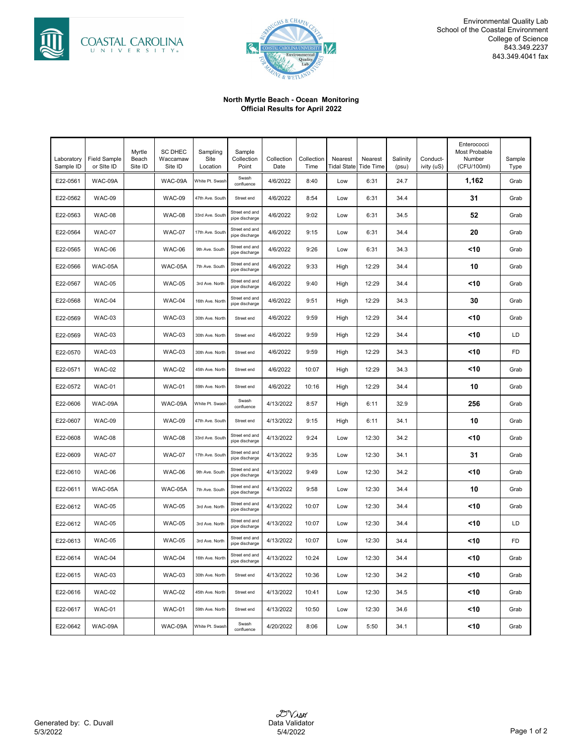Environmental Quality Lab
School of the Coastal Environment
College of Science
843.349.2237
843.349.4041 fax

**North Myrtle Beach - Ocean Monitoring**
**Official Results for April 2022**

| Laboratory Sample ID | Field Sample or SIte ID | Myrtle Beach Site ID | SC DHEC Waccamaw Site ID | Sampling Site Location | Sample Collection Point | Collection Date | Collection Time | Nearest Tidal State | Nearest Tide Time | Salinity (psu) | Conduct-ivity (uS) | Enterococci Most Probable Number (CFU/100ml) | Sample Type |
|---|---|---|---|---|---|---|---|---|---|---|---|---|---|
| E22-0561 | WAC-09A | | WAC-09A | White Pt. Swash | Swash confluence | 4/6/2022 | 8:40 | Low | 6:31 | 24.7 | | **1,162** | Grab |
| E22-0562 | WAC-09 | | WAC-09 | 47th Ave. South | Street end | 4/6/2022 | 8:54 | Low | 6:31 | 34.4 | | **31** | Grab |
| E22-0563 | WAC-08 | | WAC-08 | 33rd Ave. South | Street end and pipe discharge | 4/6/2022 | 9:02 | Low | 6:31 | 34.5 | | **52** | Grab |
| E22-0564 | WAC-07 | | WAC-07 | 17th Ave. South | Street end and pipe discharge | 4/6/2022 | 9:15 | Low | 6:31 | 34.4 | | **20** | Grab |
| E22-0565 | WAC-06 | | WAC-06 | 9th Ave. South | Street end and pipe discharge | 4/6/2022 | 9:26 | Low | 6:31 | 34.3 | | **<10** | Grab |
| E22-0566 | WAC-05A | | WAC-05A | 7th Ave. South | Street end and pipe discharge | 4/6/2022 | 9:33 | High | 12:29 | 34.4 | | **10** | Grab |
| E22-0567 | WAC-05 | | WAC-05 | 3rd Ave. North | Street end and pipe discharge | 4/6/2022 | 9:40 | High | 12:29 | 34.4 | | **<10** | Grab |
| E22-0568 | WAC-04 | | WAC-04 | 16th Ave. North | Street end and pipe discharge | 4/6/2022 | 9:51 | High | 12:29 | 34.3 | | **30** | Grab |
| E22-0569 | WAC-03 | | WAC-03 | 30th Ave. North | Street end | 4/6/2022 | 9:59 | High | 12:29 | 34.4 | | **<10** | Grab |
| E22-0569 | WAC-03 | | WAC-03 | 30th Ave. North | Street end | 4/6/2022 | 9:59 | High | 12:29 | 34.4 | | **<10** | LD |
| E22-0570 | WAC-03 | | WAC-03 | 30th Ave. North | Street end | 4/6/2022 | 9:59 | High | 12:29 | 34.3 | | **<10** | FD |
| E22-0571 | WAC-02 | | WAC-02 | 45th Ave. North | Street end | 4/6/2022 | 10:07 | High | 12:29 | 34.3 | | **<10** | Grab |
| E22-0572 | WAC-01 | | WAC-01 | 59th Ave. North | Street end | 4/6/2022 | 10:16 | High | 12:29 | 34.4 | | **10** | Grab |
| E22-0606 | WAC-09A | | WAC-09A | White Pt. Swash | Swash confluence | 4/13/2022 | 8:57 | High | 6:11 | 32.9 | | **256** | Grab |
| E22-0607 | WAC-09 | | WAC-09 | 47th Ave. South | Street end | 4/13/2022 | 9:15 | High | 6:11 | 34.1 | | **10** | Grab |
| E22-0608 | WAC-08 | | WAC-08 | 33rd Ave. South | Street end and pipe discharge | 4/13/2022 | 9:24 | Low | 12:30 | 34.2 | | **<10** | Grab |
| E22-0609 | WAC-07 | | WAC-07 | 17th Ave. South | Street end and pipe discharge | 4/13/2022 | 9:35 | Low | 12:30 | 34.1 | | **31** | Grab |
| E22-0610 | WAC-06 | | WAC-06 | 9th Ave. South | Street end and pipe discharge | 4/13/2022 | 9:49 | Low | 12:30 | 34.2 | | **<10** | Grab |
| E22-0611 | WAC-05A | | WAC-05A | 7th Ave. South | Street end and pipe discharge | 4/13/2022 | 9:58 | Low | 12:30 | 34.4 | | **10** | Grab |
| E22-0612 | WAC-05 | | WAC-05 | 3rd Ave. North | Street end and pipe discharge | 4/13/2022 | 10:07 | Low | 12:30 | 34.4 | | **<10** | Grab |
| E22-0612 | WAC-05 | | WAC-05 | 3rd Ave. North | Street end and pipe discharge | 4/13/2022 | 10:07 | Low | 12:30 | 34.4 | | **<10** | LD |
| E22-0613 | WAC-05 | | WAC-05 | 3rd Ave. North | Street end and pipe discharge | 4/13/2022 | 10:07 | Low | 12:30 | 34.4 | | **<10** | FD |
| E22-0614 | WAC-04 | | WAC-04 | 16th Ave. North | Street end and pipe discharge | 4/13/2022 | 10:24 | Low | 12:30 | 34.4 | | **<10** | Grab |
| E22-0615 | WAC-03 | | WAC-03 | 30th Ave. North | Street end | 4/13/2022 | 10:36 | Low | 12:30 | 34.2 | | **<10** | Grab |
| E22-0616 | WAC-02 | | WAC-02 | 45th Ave. North | Street end | 4/13/2022 | 10:41 | Low | 12:30 | 34.5 | | **<10** | Grab |
| E22-0617 | WAC-01 | | WAC-01 | 59th Ave. North | Street end | 4/13/2022 | 10:50 | Low | 12:30 | 34.6 | | **<10** | Grab |
| E22-0642 | WAC-09A | | WAC-09A | White Pt. Swash | Swash confluence | 4/20/2022 | 8:06 | Low | 5:50 | 34.1 | | **<10** | Grab |

Generated by: C. Duvall
5/3/2022

DVisr
Data Validator
5/4/2022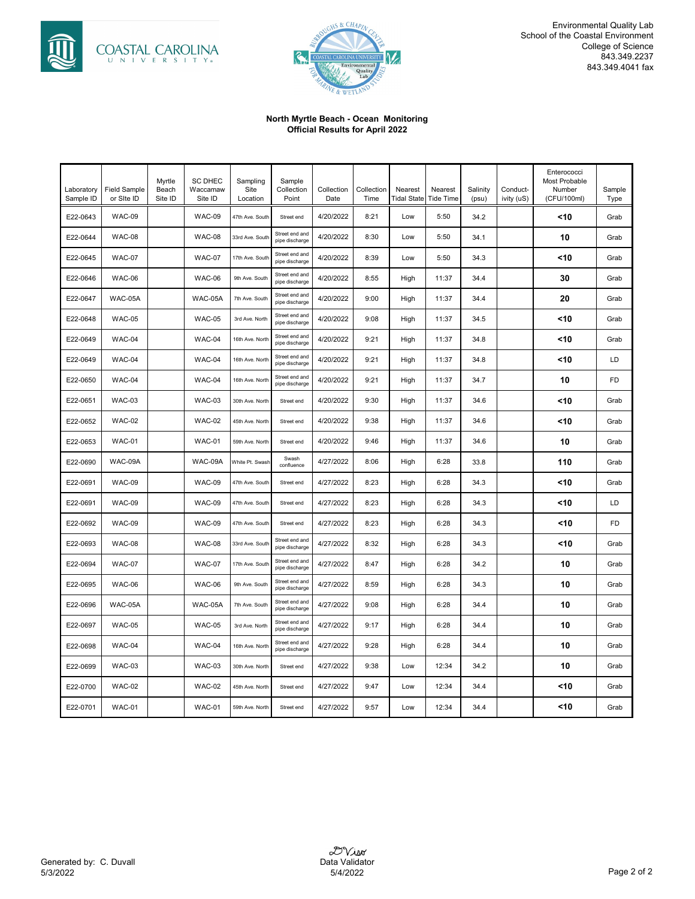Environmental Quality Lab
School of the Coastal Environment
College of Science
843.349.2237
843.349.4041 fax

**North Myrtle Beach - Ocean Monitoring**
**Official Results for April 2022**

| Laboratory Sample ID | Field Sample or SIte ID | Myrtle Beach Site ID | SC DHEC Waccamaw Site ID | Sampling Site Location | Sample Collection Point | Collection Date | Collection Time | Nearest Tidal State | Nearest Tide Time | Salinity (psu) | Conduct-ivity (uS) | Enterococci Most Probable Number (CFU/100ml) | Sample Type |
|---|---|---|---|---|---|---|---|---|---|---|---|---|---|
| E22-0643 | WAC-09 | | WAC-09 | 47th Ave. South | Street end | 4/20/2022 | 8:21 | Low | 5:50 | 34.2 | | **<10** | Grab |
| E22-0644 | WAC-08 | | WAC-08 | 33rd Ave. South | Street end and pipe discharge | 4/20/2022 | 8:30 | Low | 5:50 | 34.1 | | **10** | Grab |
| E22-0645 | WAC-07 | | WAC-07 | 17th Ave. South | Street end and pipe discharge | 4/20/2022 | 8:39 | Low | 5:50 | 34.3 | | **<10** | Grab |
| E22-0646 | WAC-06 | | WAC-06 | 9th Ave. South | Street end and pipe discharge | 4/20/2022 | 8:55 | High | 11:37 | 34.4 | | **30** | Grab |
| E22-0647 | WAC-05A | | WAC-05A | 7th Ave. South | Street end and pipe discharge | 4/20/2022 | 9:00 | High | 11:37 | 34.4 | | **20** | Grab |
| E22-0648 | WAC-05 | | WAC-05 | 3rd Ave. North | Street end and pipe discharge | 4/20/2022 | 9:08 | High | 11:37 | 34.5 | | **<10** | Grab |
| E22-0649 | WAC-04 | | WAC-04 | 16th Ave. North | Street end and pipe discharge | 4/20/2022 | 9:21 | High | 11:37 | 34.8 | | **<10** | Grab |
| E22-0649 | WAC-04 | | WAC-04 | 16th Ave. North | Street end and pipe discharge | 4/20/2022 | 9:21 | High | 11:37 | 34.8 | | **<10** | LD |
| E22-0650 | WAC-04 | | WAC-04 | 16th Ave. North | Street end and pipe discharge | 4/20/2022 | 9:21 | High | 11:37 | 34.7 | | **10** | FD |
| E22-0651 | WAC-03 | | WAC-03 | 30th Ave. North | Street end | 4/20/2022 | 9:30 | High | 11:37 | 34.6 | | **<10** | Grab |
| E22-0652 | WAC-02 | | WAC-02 | 45th Ave. North | Street end | 4/20/2022 | 9:38 | High | 11:37 | 34.6 | | **<10** | Grab |
| E22-0653 | WAC-01 | | WAC-01 | 59th Ave. North | Street end | 4/20/2022 | 9:46 | High | 11:37 | 34.6 | | **10** | Grab |
| E22-0690 | WAC-09A | | WAC-09A | White Pt. Swash | Swash confluence | 4/27/2022 | 8:06 | High | 6:28 | 33.8 | | **110** | Grab |
| E22-0691 | WAC-09 | | WAC-09 | 47th Ave. South | Street end | 4/27/2022 | 8:23 | High | 6:28 | 34.3 | | **<10** | Grab |
| E22-0691 | WAC-09 | | WAC-09 | 47th Ave. South | Street end | 4/27/2022 | 8:23 | High | 6:28 | 34.3 | | **<10** | LD |
| E22-0692 | WAC-09 | | WAC-09 | 47th Ave. South | Street end | 4/27/2022 | 8:23 | High | 6:28 | 34.3 | | **<10** | FD |
| E22-0693 | WAC-08 | | WAC-08 | 33rd Ave. South | Street end and pipe discharge | 4/27/2022 | 8:32 | High | 6:28 | 34.3 | | **<10** | Grab |
| E22-0694 | WAC-07 | | WAC-07 | 17th Ave. South | Street end and pipe discharge | 4/27/2022 | 8:47 | High | 6:28 | 34.2 | | **10** | Grab |
| E22-0695 | WAC-06 | | WAC-06 | 9th Ave. South | Street end and pipe discharge | 4/27/2022 | 8:59 | High | 6:28 | 34.3 | | **10** | Grab |
| E22-0696 | WAC-05A | | WAC-05A | 7th Ave. South | Street end and pipe discharge | 4/27/2022 | 9:08 | High | 6:28 | 34.4 | | **10** | Grab |
| E22-0697 | WAC-05 | | WAC-05 | 3rd Ave. North | Street end and pipe discharge | 4/27/2022 | 9:17 | High | 6:28 | 34.4 | | **10** | Grab |
| E22-0698 | WAC-04 | | WAC-04 | 16th Ave. North | Street end and pipe discharge | 4/27/2022 | 9:28 | High | 6:28 | 34.4 | | **10** | Grab |
| E22-0699 | WAC-03 | | WAC-03 | 30th Ave. North | Street end | 4/27/2022 | 9:38 | Low | 12:34 | 34.2 | | **10** | Grab |
| E22-0700 | WAC-02 | | WAC-02 | 45th Ave. North | Street end | 4/27/2022 | 9:47 | Low | 12:34 | 34.4 | | **<10** | Grab |
| E22-0701 | WAC-01 | | WAC-01 | 59th Ave. North | Street end | 4/27/2022 | 9:57 | Low | 12:34 | 34.4 | | **<10** | Grab |

Generated by: C. Duvall
5/3/2022

DViso
Data Validator
5/4/2022